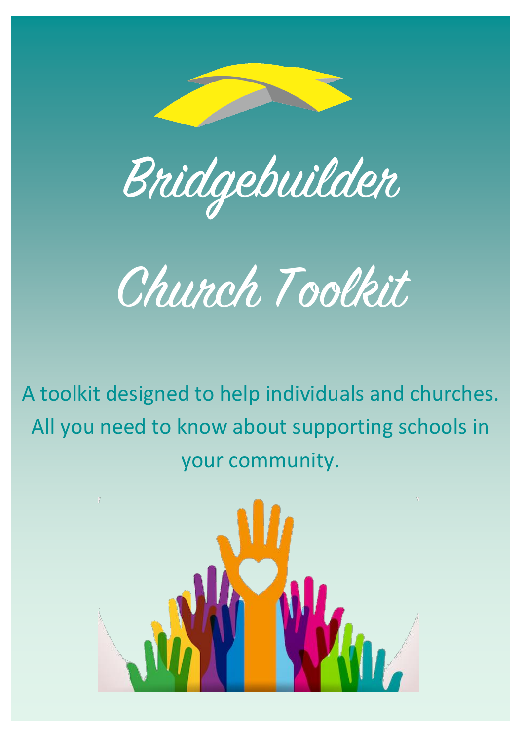# Bridgebuilder

# Church Toolkit

A toolkit designed to help individuals and churches. All you need to know about supporting schools in your community.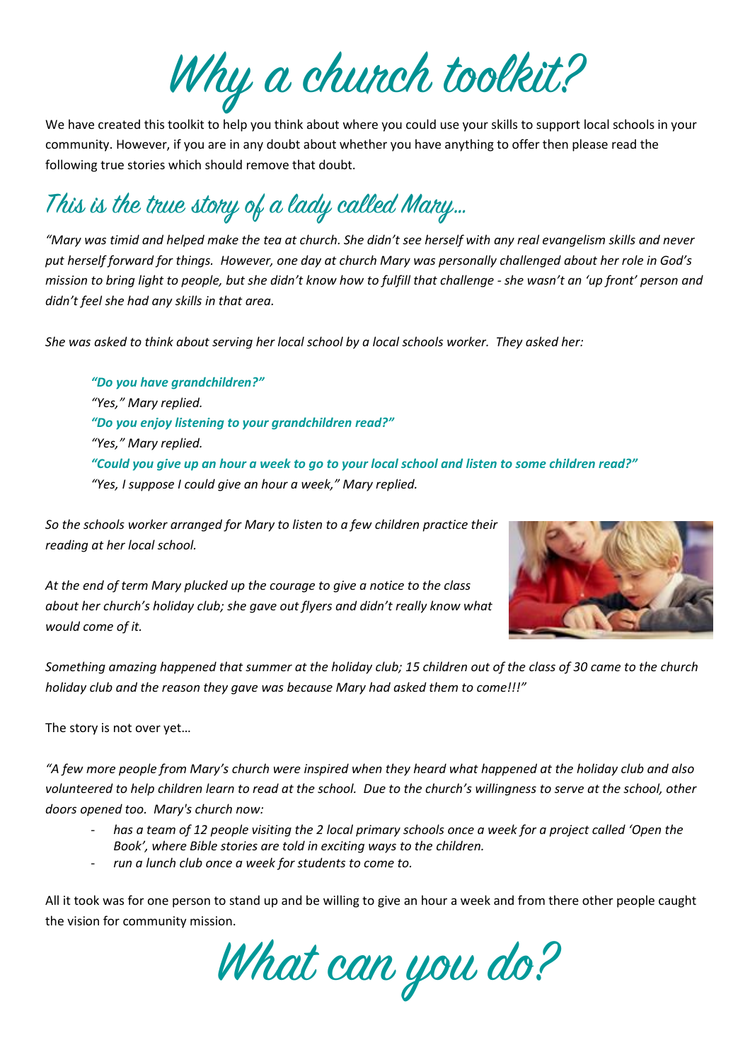# Why a church toolkit?

We have created this toolkit to help you think about where you could use your skills to support local schools in your community. However, if you are in any doubt about whether you have anything to offer then please read the following true stories which should remove that doubt.

## This is the true story of a lady called Mary…

*"Mary was timid and helped make the tea at church. She didn't see herself with any real evangelism skills and never put herself forward for things. However, one day at church Mary was personally challenged about her role in God's mission to bring light to people, but she didn't know how to fulfill that challenge - she wasn't an 'up front' person and didn't feel she had any skills in that area.*

*She was asked to think about serving her local school by a local schools worker. They asked her:*

> ***"Do you have grandchildren?"***
> *"Yes," Mary replied.*
> ***"Do you enjoy listening to your grandchildren read?"***
> *"Yes," Mary replied.*
> ***"Could you give up an hour a week to go to your local school and listen to some children read?"***
> *"Yes, I suppose I could give an hour a week," Mary replied.*

*So the schools worker arranged for Mary to listen to a few children practice their reading at her local school.*

*At the end of term Mary plucked up the courage to give a notice to the class about her church's holiday club; she gave out flyers and didn't really know what would come of it.*

*Something amazing happened that summer at the holiday club; 15 children out of the class of 30 came to the church holiday club and the reason they gave was because Mary had asked them to come!!!"*

The story is not over yet…

*"A few more people from Mary's church were inspired when they heard what happened at the holiday club and also volunteered to help children learn to read at the school. Due to the church's willingness to serve at the school, other doors opened too. Mary's church now:*

- *has a team of 12 people visiting the 2 local primary schools once a week for a project called 'Open the Book', where Bible stories are told in exciting ways to the children.*
- *run a lunch club once a week for students to come to.*

All it took was for one person to stand up and be willing to give an hour a week and from there other people caught the vision for community mission.

# What can you do?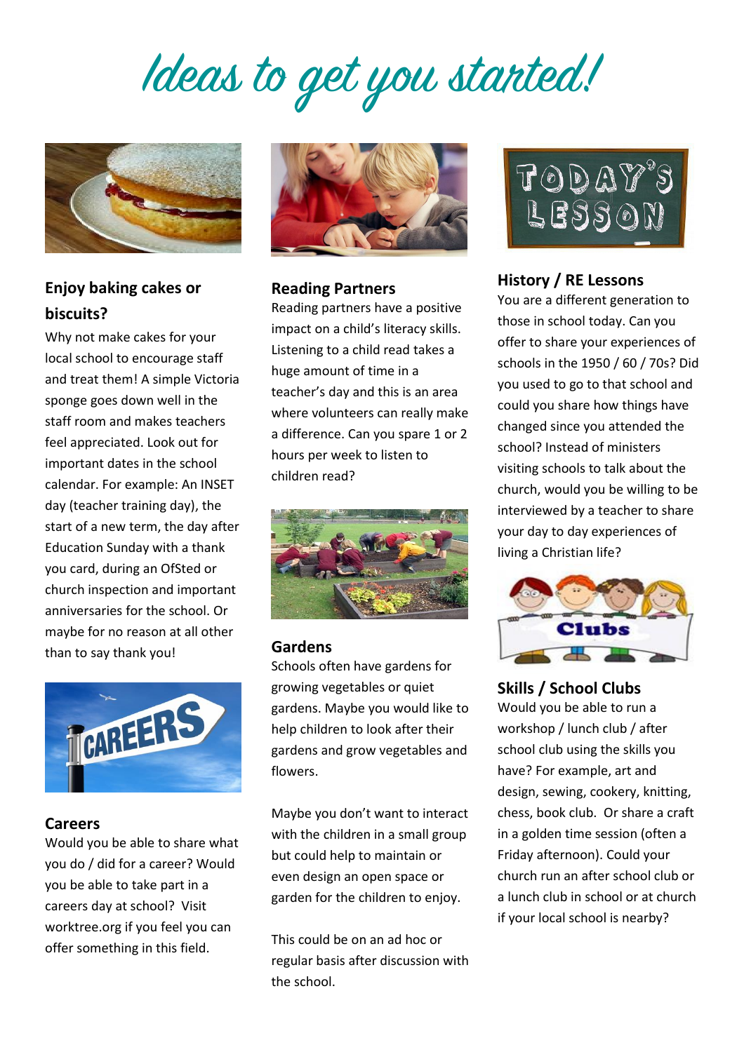# Ideas to get you started!

### Enjoy baking cakes or biscuits?

Why not make cakes for your local school to encourage staff and treat them! A simple Victoria sponge goes down well in the staff room and makes teachers feel appreciated. Look out for important dates in the school calendar. For example: An INSET day (teacher training day), the start of a new term, the day after Education Sunday with a thank you card, during an OfSted or church inspection and important anniversaries for the school. Or maybe for no reason at all other than to say thank you!

### Careers

Would you be able to share what you do / did for a career? Would you be able to take part in a careers day at school? Visit worktree.org if you feel you can offer something in this field.

### Reading Partners

Reading partners have a positive impact on a child's literacy skills. Listening to a child read takes a huge amount of time in a teacher's day and this is an area where volunteers can really make a difference. Can you spare 1 or 2 hours per week to listen to children read?

### Gardens

Schools often have gardens for growing vegetables or quiet gardens. Maybe you would like to help children to look after their gardens and grow vegetables and flowers.

Maybe you don't want to interact with the children in a small group but could help to maintain or even design an open space or garden for the children to enjoy.

This could be on an ad hoc or regular basis after discussion with the school.

### History / RE Lessons

You are a different generation to those in school today. Can you offer to share your experiences of schools in the 1950 / 60 / 70s? Did you used to go to that school and could you share how things have changed since you attended the school? Instead of ministers visiting schools to talk about the church, would you be willing to be interviewed by a teacher to share your day to day experiences of living a Christian life?

### Skills / School Clubs

Would you be able to run a workshop / lunch club / after school club using the skills you have? For example, art and design, sewing, cookery, knitting, chess, book club. Or share a craft in a golden time session (often a Friday afternoon). Could your church run an after school club or a lunch club in school or at church if your local school is nearby?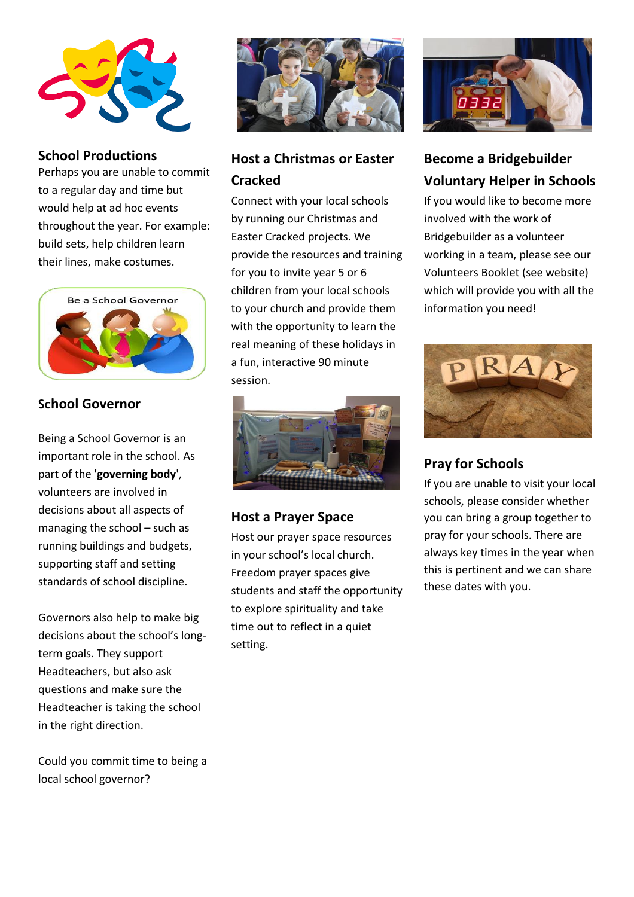## School Productions

Perhaps you are unable to commit to a regular day and time but would help at ad hoc events throughout the year. For example: build sets, help children learn their lines, make costumes.

## School Governor

Being a School Governor is an important role in the school. As part of the **'governing body'**, volunteers are involved in decisions about all aspects of managing the school – such as running buildings and budgets, supporting staff and setting standards of school discipline.

Governors also help to make big decisions about the school's long-term goals. They support Headteachers, but also ask questions and make sure the Headteacher is taking the school in the right direction.

Could you commit time to being a local school governor?

## Host a Christmas or Easter Cracked

Connect with your local schools by running our Christmas and Easter Cracked projects. We provide the resources and training for you to invite year 5 or 6 children from your local schools to your church and provide them with the opportunity to learn the real meaning of these holidays in a fun, interactive 90 minute session.

## Host a Prayer Space

Host our prayer space resources in your school's local church. Freedom prayer spaces give students and staff the opportunity to explore spirituality and take time out to reflect in a quiet setting.

## Become a Bridgebuilder Voluntary Helper in Schools

If you would like to become more involved with the work of Bridgebuilder as a volunteer working in a team, please see our Volunteers Booklet (see website) which will provide you with all the information you need!

## Pray for Schools

If you are unable to visit your local schools, please consider whether you can bring a group together to pray for your schools. There are always key times in the year when this is pertinent and we can share these dates with you.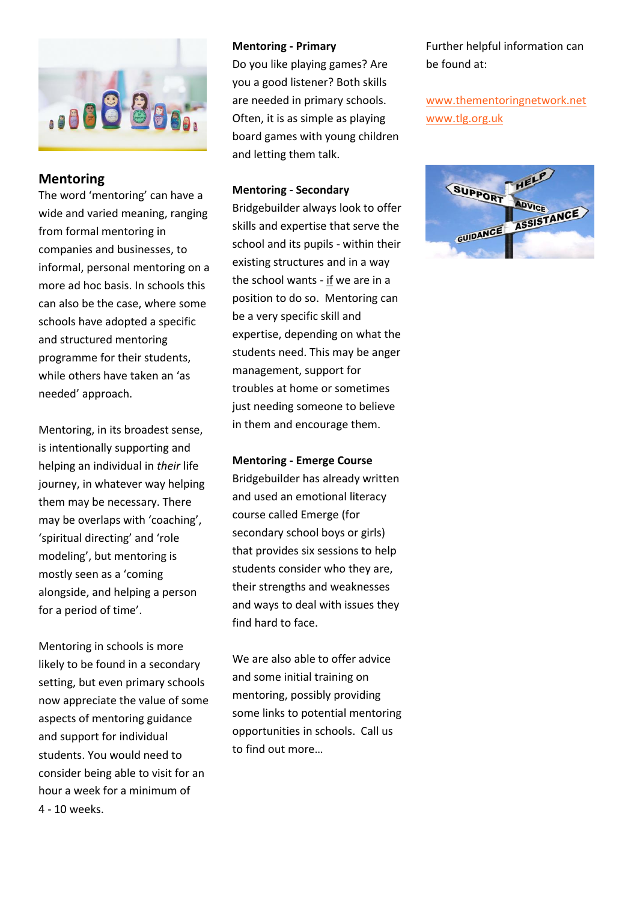## Mentoring

The word 'mentoring' can have a wide and varied meaning, ranging from formal mentoring in companies and businesses, to informal, personal mentoring on a more ad hoc basis. In schools this can also be the case, where some schools have adopted a specific and structured mentoring programme for their students, while others have taken an 'as needed' approach.

Mentoring, in its broadest sense, is intentionally supporting and helping an individual in *their* life journey, in whatever way helping them may be necessary. There may be overlaps with 'coaching', 'spiritual directing' and 'role modeling', but mentoring is mostly seen as a 'coming alongside, and helping a person for a period of time'.

Mentoring in schools is more likely to be found in a secondary setting, but even primary schools now appreciate the value of some aspects of mentoring guidance and support for individual students. You would need to consider being able to visit for an hour a week for a minimum of 4 - 10 weeks.

**Mentoring - Primary**

Do you like playing games? Are you a good listener? Both skills are needed in primary schools. Often, it is as simple as playing board games with young children and letting them talk.

**Mentoring - Secondary**

Bridgebuilder always look to offer skills and expertise that serve the school and its pupils - within their existing structures and in a way the school wants - if we are in a position to do so. Mentoring can be a very specific skill and expertise, depending on what the students need. This may be anger management, support for troubles at home or sometimes just needing someone to believe in them and encourage them.

**Mentoring - Emerge Course**

Bridgebuilder has already written and used an emotional literacy course called Emerge (for secondary school boys or girls) that provides six sessions to help students consider who they are, their strengths and weaknesses and ways to deal with issues they find hard to face.

We are also able to offer advice and some initial training on mentoring, possibly providing some links to potential mentoring opportunities in schools. Call us to find out more…

Further helpful information can be found at:

www.thementoringnetwork.net
www.tlg.org.uk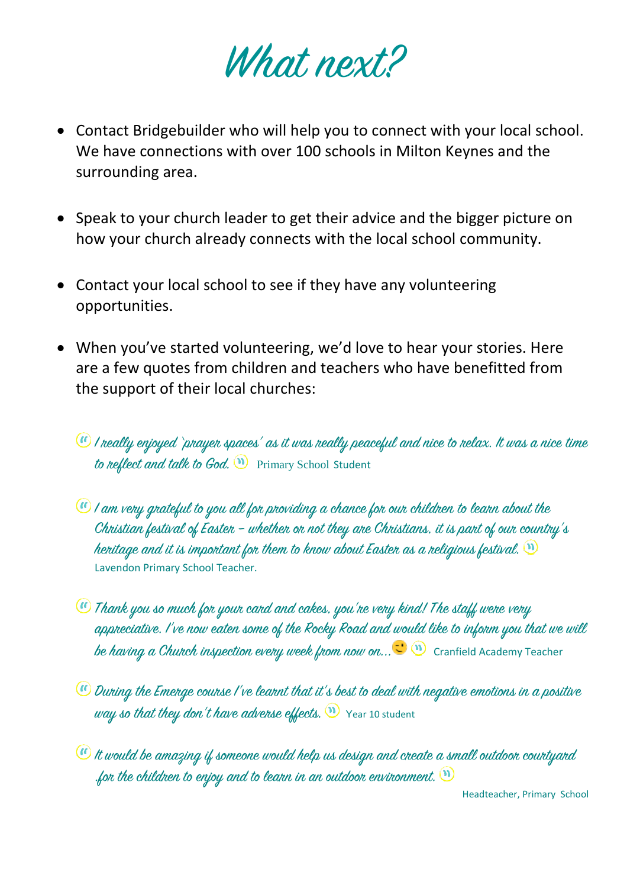# What next?

- Contact Bridgebuilder who will help you to connect with your local school. We have connections with over 100 schools in Milton Keynes and the surrounding area.
- Speak to your church leader to get their advice and the bigger picture on how your church already connects with the local school community.
- Contact your local school to see if they have any volunteering opportunities.
- When you've started volunteering, we'd love to hear your stories. Here are a few quotes from children and teachers who have benefitted from the support of their local churches:

*"I really enjoyed 'prayer spaces' as it was really peaceful and nice to relax. It was a nice time to reflect and talk to God."* Primary School Student

*"I am very grateful to you all for providing a chance for our children to learn about the Christian festival of Easter – whether or not they are Christians, it is part of our country's heritage and it is important for them to know about Easter as a religious festival."* Lavendon Primary School Teacher.

*"Thank you so much for your card and cakes, you're very kind! The staff were very appreciative. I've now eaten some of the Rocky Road and would like to inform you that we will be having a Church inspection every week from now on…"* 😉 Cranfield Academy Teacher

*"During the Emerge course I've learnt that it's best to deal with negative emotions in a positive way so that they don't have adverse effects."* Year 10 student

*"It would be amazing if someone would help us design and create a small outdoor courtyard for the children to enjoy and to learn in an outdoor environment."*

Headteacher, Primary School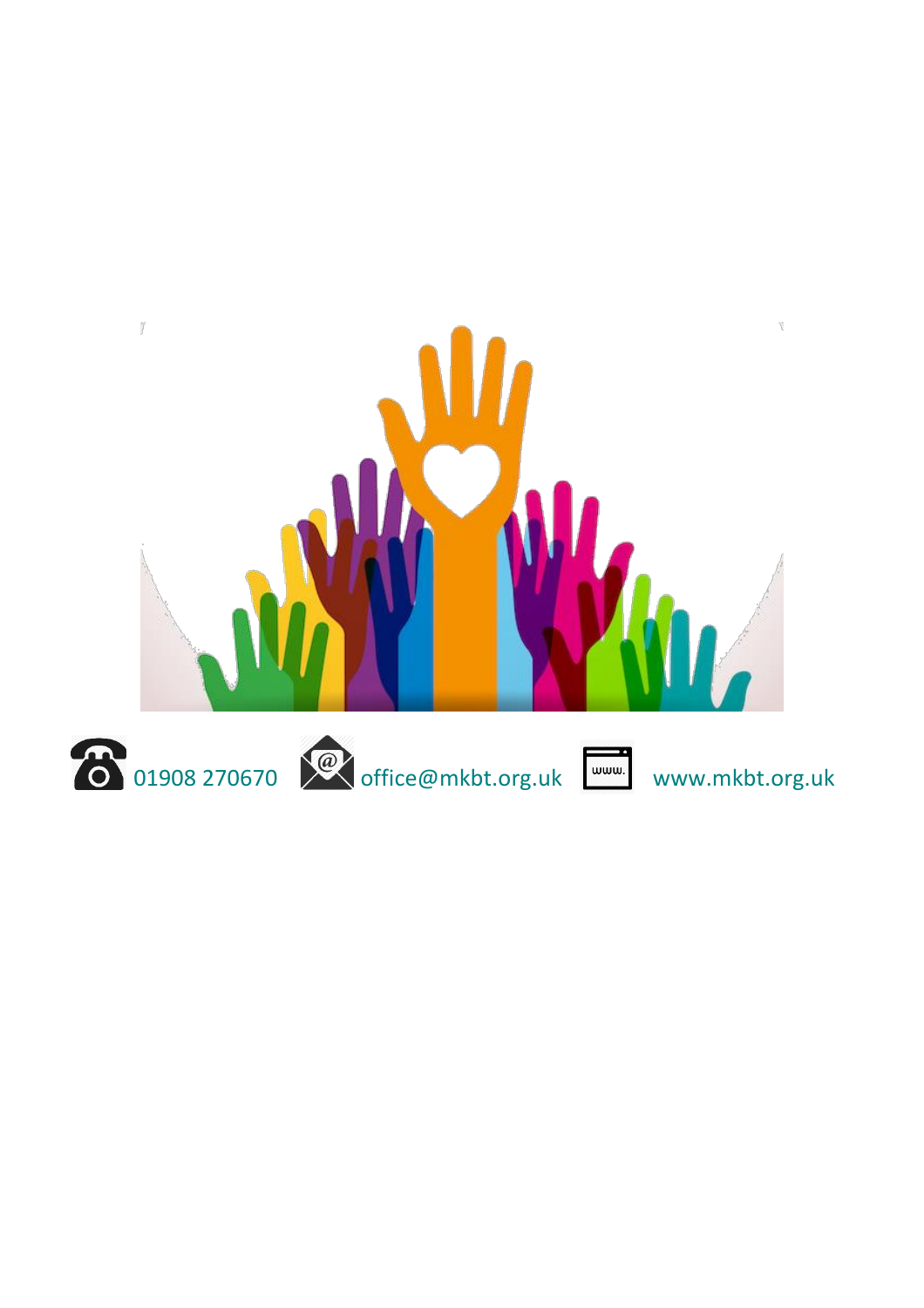01908 270670 office@mkbt.org.uk www.mkbt.org.uk